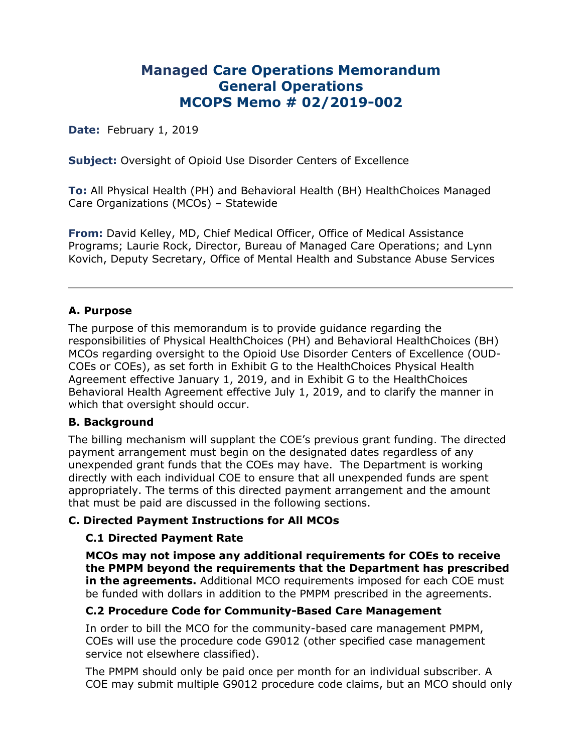# Managed Care Operations Memorandum
# General Operations
# MCOPS Memo # 02/2019-002

**Date:** February 1, 2019

**Subject:** Oversight of Opioid Use Disorder Centers of Excellence

**To:** All Physical Health (PH) and Behavioral Health (BH) HealthChoices Managed Care Organizations (MCOs) – Statewide

**From:** David Kelley, MD, Chief Medical Officer, Office of Medical Assistance Programs; Laurie Rock, Director, Bureau of Managed Care Operations; and Lynn Kovich, Deputy Secretary, Office of Mental Health and Substance Abuse Services

---

## A. Purpose

The purpose of this memorandum is to provide guidance regarding the responsibilities of Physical HealthChoices (PH) and Behavioral HealthChoices (BH) MCOs regarding oversight to the Opioid Use Disorder Centers of Excellence (OUD-COEs or COEs), as set forth in Exhibit G to the HealthChoices Physical Health Agreement effective January 1, 2019, and in Exhibit G to the HealthChoices Behavioral Health Agreement effective July 1, 2019, and to clarify the manner in which that oversight should occur.

## B. Background

The billing mechanism will supplant the COE's previous grant funding. The directed payment arrangement must begin on the designated dates regardless of any unexpended grant funds that the COEs may have. The Department is working directly with each individual COE to ensure that all unexpended funds are spent appropriately. The terms of this directed payment arrangement and the amount that must be paid are discussed in the following sections.

## C. Directed Payment Instructions for All MCOs

### C.1 Directed Payment Rate

**MCOs may not impose any additional requirements for COEs to receive the PMPM beyond the requirements that the Department has prescribed in the agreements.** Additional MCO requirements imposed for each COE must be funded with dollars in addition to the PMPM prescribed in the agreements.

### C.2 Procedure Code for Community-Based Care Management

In order to bill the MCO for the community-based care management PMPM, COEs will use the procedure code G9012 (other specified case management service not elsewhere classified).

The PMPM should only be paid once per month for an individual subscriber. A COE may submit multiple G9012 procedure code claims, but an MCO should only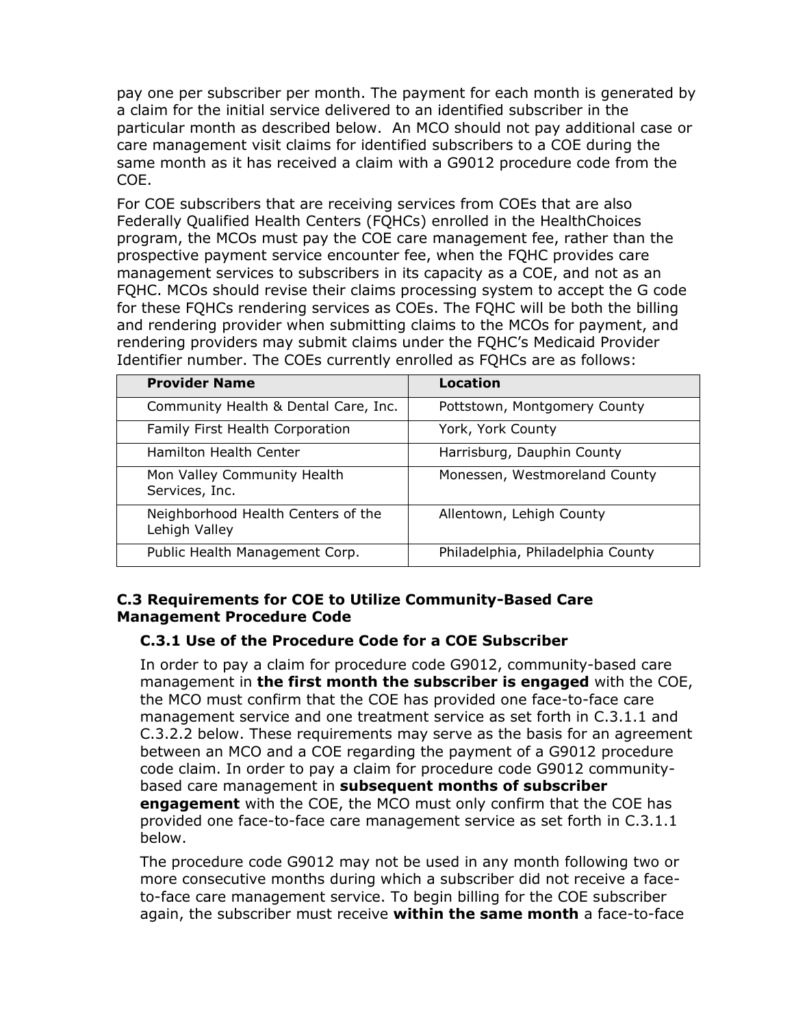pay one per subscriber per month. The payment for each month is generated by a claim for the initial service delivered to an identified subscriber in the particular month as described below. An MCO should not pay additional case or care management visit claims for identified subscribers to a COE during the same month as it has received a claim with a G9012 procedure code from the COE.

For COE subscribers that are receiving services from COEs that are also Federally Qualified Health Centers (FQHCs) enrolled in the HealthChoices program, the MCOs must pay the COE care management fee, rather than the prospective payment service encounter fee, when the FQHC provides care management services to subscribers in its capacity as a COE, and not as an FQHC. MCOs should revise their claims processing system to accept the G code for these FQHCs rendering services as COEs. The FQHC will be both the billing and rendering provider when submitting claims to the MCOs for payment, and rendering providers may submit claims under the FQHC's Medicaid Provider Identifier number. The COEs currently enrolled as FQHCs are as follows:

| Provider Name | Location |
| --- | --- |
| Community Health & Dental Care, Inc. | Pottstown, Montgomery County |
| Family First Health Corporation | York, York County |
| Hamilton Health Center | Harrisburg, Dauphin County |
| Mon Valley Community Health Services, Inc. | Monessen, Westmoreland County |
| Neighborhood Health Centers of the Lehigh Valley | Allentown, Lehigh County |
| Public Health Management Corp. | Philadelphia, Philadelphia County |

### C.3 Requirements for COE to Utilize Community-Based Care Management Procedure Code

#### C.3.1 Use of the Procedure Code for a COE Subscriber

In order to pay a claim for procedure code G9012, community-based care management in **the first month the subscriber is engaged** with the COE, the MCO must confirm that the COE has provided one face-to-face care management service and one treatment service as set forth in C.3.1.1 and C.3.2.2 below. These requirements may serve as the basis for an agreement between an MCO and a COE regarding the payment of a G9012 procedure code claim. In order to pay a claim for procedure code G9012 community-based care management in **subsequent months of subscriber engagement** with the COE, the MCO must only confirm that the COE has provided one face-to-face care management service as set forth in C.3.1.1 below.

The procedure code G9012 may not be used in any month following two or more consecutive months during which a subscriber did not receive a face-to-face care management service. To begin billing for the COE subscriber again, the subscriber must receive **within the same month** a face-to-face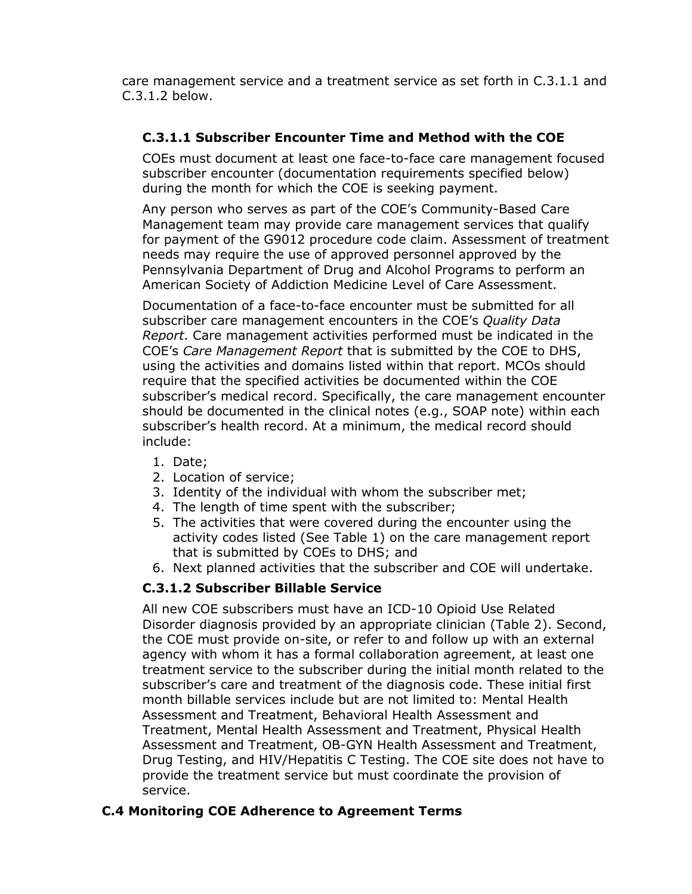care management service and a treatment service as set forth in C.3.1.1 and C.3.1.2 below.

### C.3.1.1 Subscriber Encounter Time and Method with the COE

COEs must document at least one face-to-face care management focused subscriber encounter (documentation requirements specified below) during the month for which the COE is seeking payment.

Any person who serves as part of the COE's Community-Based Care Management team may provide care management services that qualify for payment of the G9012 procedure code claim. Assessment of treatment needs may require the use of approved personnel approved by the Pennsylvania Department of Drug and Alcohol Programs to perform an American Society of Addiction Medicine Level of Care Assessment.

Documentation of a face-to-face encounter must be submitted for all subscriber care management encounters in the COE's *Quality Data Report*. Care management activities performed must be indicated in the COE's *Care Management Report* that is submitted by the COE to DHS, using the activities and domains listed within that report. MCOs should require that the specified activities be documented within the COE subscriber's medical record. Specifically, the care management encounter should be documented in the clinical notes (e.g., SOAP note) within each subscriber's health record. At a minimum, the medical record should include:

1. Date;
2. Location of service;
3. Identity of the individual with whom the subscriber met;
4. The length of time spent with the subscriber;
5. The activities that were covered during the encounter using the activity codes listed (See Table 1) on the care management report that is submitted by COEs to DHS; and
6. Next planned activities that the subscriber and COE will undertake.

### C.3.1.2 Subscriber Billable Service

All new COE subscribers must have an ICD-10 Opioid Use Related Disorder diagnosis provided by an appropriate clinician (Table 2). Second, the COE must provide on-site, or refer to and follow up with an external agency with whom it has a formal collaboration agreement, at least one treatment service to the subscriber during the initial month related to the subscriber's care and treatment of the diagnosis code. These initial first month billable services include but are not limited to: Mental Health Assessment and Treatment, Behavioral Health Assessment and Treatment, Mental Health Assessment and Treatment, Physical Health Assessment and Treatment, OB-GYN Health Assessment and Treatment, Drug Testing, and HIV/Hepatitis C Testing. The COE site does not have to provide the treatment service but must coordinate the provision of service.

## C.4 Monitoring COE Adherence to Agreement Terms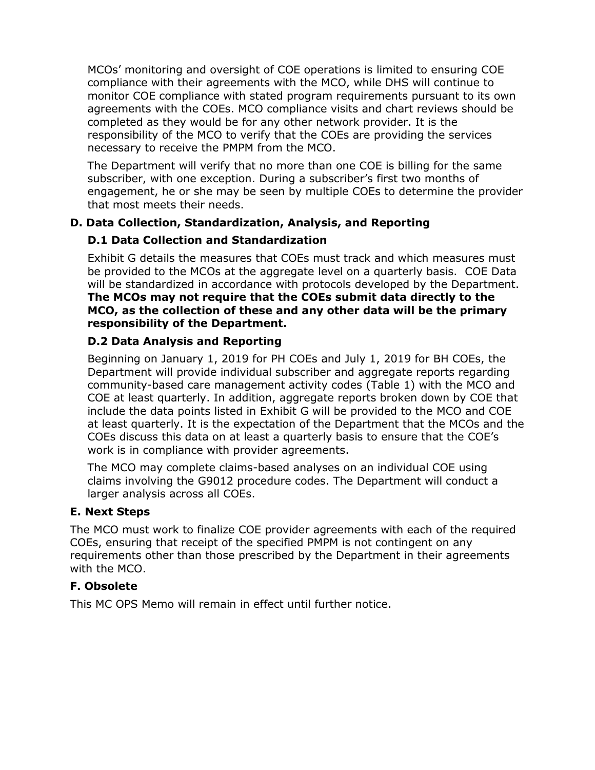MCOs’ monitoring and oversight of COE operations is limited to ensuring COE compliance with their agreements with the MCO, while DHS will continue to monitor COE compliance with stated program requirements pursuant to its own agreements with the COEs. MCO compliance visits and chart reviews should be completed as they would be for any other network provider. It is the responsibility of the MCO to verify that the COEs are providing the services necessary to receive the PMPM from the MCO.

The Department will verify that no more than one COE is billing for the same subscriber, with one exception. During a subscriber’s first two months of engagement, he or she may be seen by multiple COEs to determine the provider that most meets their needs.

## D. Data Collection, Standardization, Analysis, and Reporting

### D.1 Data Collection and Standardization

Exhibit G details the measures that COEs must track and which measures must be provided to the MCOs at the aggregate level on a quarterly basis. COE Data will be standardized in accordance with protocols developed by the Department. **The MCOs may not require that the COEs submit data directly to the MCO, as the collection of these and any other data will be the primary responsibility of the Department.**

### D.2 Data Analysis and Reporting

Beginning on January 1, 2019 for PH COEs and July 1, 2019 for BH COEs, the Department will provide individual subscriber and aggregate reports regarding community-based care management activity codes (Table 1) with the MCO and COE at least quarterly. In addition, aggregate reports broken down by COE that include the data points listed in Exhibit G will be provided to the MCO and COE at least quarterly. It is the expectation of the Department that the MCOs and the COEs discuss this data on at least a quarterly basis to ensure that the COE’s work is in compliance with provider agreements.

The MCO may complete claims-based analyses on an individual COE using claims involving the G9012 procedure codes. The Department will conduct a larger analysis across all COEs.

## E. Next Steps

The MCO must work to finalize COE provider agreements with each of the required COEs, ensuring that receipt of the specified PMPM is not contingent on any requirements other than those prescribed by the Department in their agreements with the MCO.

## F. Obsolete

This MC OPS Memo will remain in effect until further notice.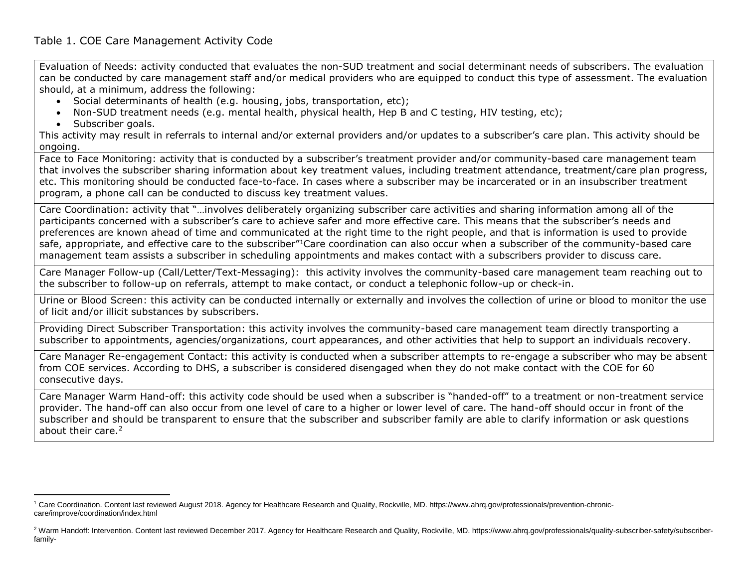Table 1. COE Care Management Activity Code

| |
|---|
| Evaluation of Needs: activity conducted that evaluates the non-SUD treatment and social determinant needs of subscribers. The evaluation can be conducted by care management staff and/or medical providers who are equipped to conduct this type of assessment. The evaluation should, at a minimum, address the following:<br>• Social determinants of health (e.g. housing, jobs, transportation, etc);<br>• Non-SUD treatment needs (e.g. mental health, physical health, Hep B and C testing, HIV testing, etc);<br>• Subscriber goals.<br>This activity may result in referrals to internal and/or external providers and/or updates to a subscriber's care plan. This activity should be ongoing. |
| Face to Face Monitoring: activity that is conducted by a subscriber's treatment provider and/or community-based care management team that involves the subscriber sharing information about key treatment values, including treatment attendance, treatment/care plan progress, etc. This monitoring should be conducted face-to-face. In cases where a subscriber may be incarcerated or in an insubscriber treatment program, a phone call can be conducted to discuss key treatment values. |
| Care Coordination: activity that "…involves deliberately organizing subscriber care activities and sharing information among all of the participants concerned with a subscriber's care to achieve safer and more effective care. This means that the subscriber's needs and preferences are known ahead of time and communicated at the right time to the right people, and that is information is used to provide safe, appropriate, and effective care to the subscriber"[1]Care coordination can also occur when a subscriber of the community-based care management team assists a subscriber in scheduling appointments and makes contact with a subscribers provider to discuss care. |
| Care Manager Follow-up (Call/Letter/Text-Messaging): this activity involves the community-based care management team reaching out to the subscriber to follow-up on referrals, attempt to make contact, or conduct a telephonic follow-up or check-in. |
| Urine or Blood Screen: this activity can be conducted internally or externally and involves the collection of urine or blood to monitor the use of licit and/or illicit substances by subscribers. |
| Providing Direct Subscriber Transportation: this activity involves the community-based care management team directly transporting a subscriber to appointments, agencies/organizations, court appearances, and other activities that help to support an individuals recovery. |
| Care Manager Re-engagement Contact: this activity is conducted when a subscriber attempts to re-engage a subscriber who may be absent from COE services. According to DHS, a subscriber is considered disengaged when they do not make contact with the COE for 60 consecutive days. |
| Care Manager Warm Hand-off: this activity code should be used when a subscriber is "handed-off" to a treatment or non-treatment service provider. The hand-off can also occur from one level of care to a higher or lower level of care. The hand-off should occur in front of the subscriber and should be transparent to ensure that the subscriber and subscriber family are able to clarify information or ask questions about their care.[2] |

[1] Care Coordination. Content last reviewed August 2018. Agency for Healthcare Research and Quality, Rockville, MD. https://www.ahrq.gov/professionals/prevention-chronic-care/improve/coordination/index.html

[2] Warm Handoff: Intervention. Content last reviewed December 2017. Agency for Healthcare Research and Quality, Rockville, MD. https://www.ahrq.gov/professionals/quality-subscriber-safety/subscriber-family-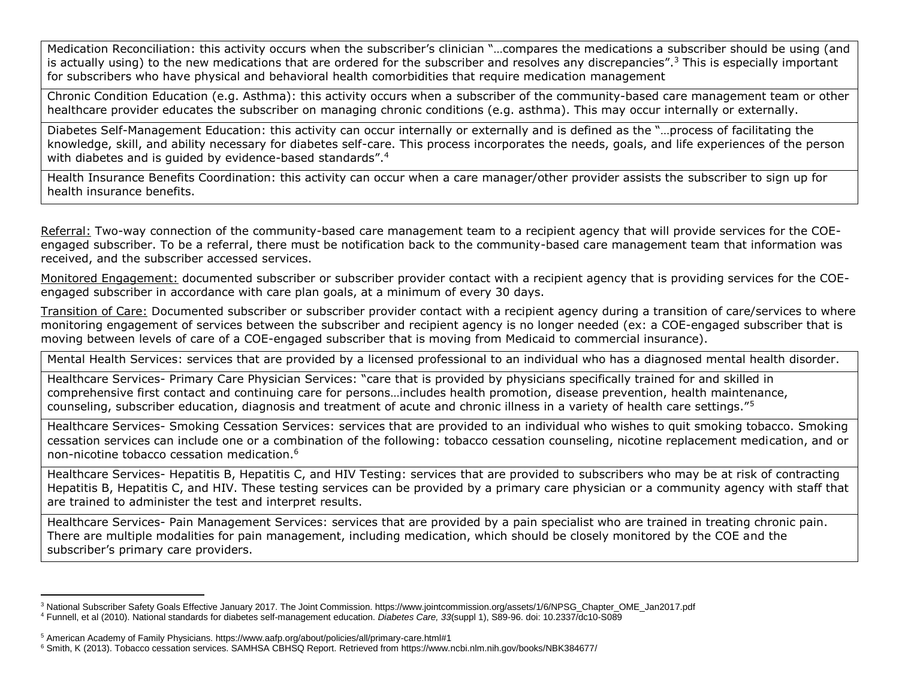| |
|---|
| Medication Reconciliation: this activity occurs when the subscriber's clinician "…compares the medications a subscriber should be using (and is actually using) to the new medications that are ordered for the subscriber and resolves any discrepancies".[3] This is especially important for subscribers who have physical and behavioral health comorbidities that require medication management |
| Chronic Condition Education (e.g. Asthma): this activity occurs when a subscriber of the community-based care management team or other healthcare provider educates the subscriber on managing chronic conditions (e.g. asthma). This may occur internally or externally. |
| Diabetes Self-Management Education: this activity can occur internally or externally and is defined as the "…process of facilitating the knowledge, skill, and ability necessary for diabetes self-care. This process incorporates the needs, goals, and life experiences of the person with diabetes and is guided by evidence-based standards".[4] |
| Health Insurance Benefits Coordination: this activity can occur when a care manager/other provider assists the subscriber to sign up for health insurance benefits. |

Referral: Two-way connection of the community-based care management team to a recipient agency that will provide services for the COE-engaged subscriber. To be a referral, there must be notification back to the community-based care management team that information was received, and the subscriber accessed services.

Monitored Engagement: documented subscriber or subscriber provider contact with a recipient agency that is providing services for the COE-engaged subscriber in accordance with care plan goals, at a minimum of every 30 days.

Transition of Care: Documented subscriber or subscriber provider contact with a recipient agency during a transition of care/services to where monitoring engagement of services between the subscriber and recipient agency is no longer needed (ex: a COE-engaged subscriber that is moving between levels of care of a COE-engaged subscriber that is moving from Medicaid to commercial insurance).

| |
|---|
| Mental Health Services: services that are provided by a licensed professional to an individual who has a diagnosed mental health disorder. |
| Healthcare Services- Primary Care Physician Services: "care that is provided by physicians specifically trained for and skilled in comprehensive first contact and continuing care for persons…includes health promotion, disease prevention, health maintenance, counseling, subscriber education, diagnosis and treatment of acute and chronic illness in a variety of health care settings."[5] |
| Healthcare Services- Smoking Cessation Services: services that are provided to an individual who wishes to quit smoking tobacco. Smoking cessation services can include one or a combination of the following: tobacco cessation counseling, nicotine replacement medication, and or non-nicotine tobacco cessation medication.[6] |
| Healthcare Services- Hepatitis B, Hepatitis C, and HIV Testing: services that are provided to subscribers who may be at risk of contracting Hepatitis B, Hepatitis C, and HIV. These testing services can be provided by a primary care physician or a community agency with staff that are trained to administer the test and interpret results. |
| Healthcare Services- Pain Management Services: services that are provided by a pain specialist who are trained in treating chronic pain. There are multiple modalities for pain management, including medication, which should be closely monitored by the COE and the subscriber's primary care providers. |

[3] National Subscriber Safety Goals Effective January 2017. The Joint Commission. https://www.jointcommission.org/assets/1/6/NPSG_Chapter_OME_Jan2017.pdf

[4] Funnell, et al (2010). National standards for diabetes self-management education. *Diabetes Care, 33*(suppl 1), S89-96. doi: 10.2337/dc10-S089

[5] American Academy of Family Physicians. https://www.aafp.org/about/policies/all/primary-care.html#1

[6] Smith, K (2013). Tobacco cessation services. SAMHSA CBHSQ Report. Retrieved from https://www.ncbi.nlm.nih.gov/books/NBK384677/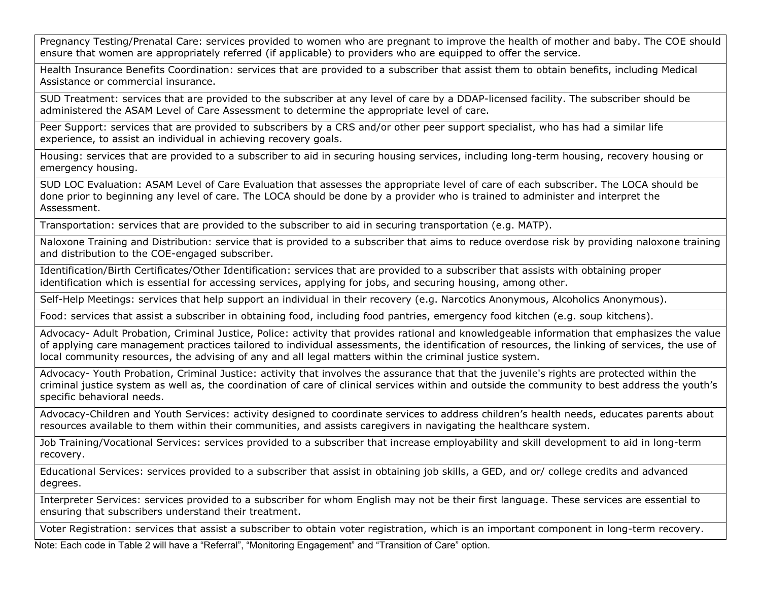| |
|---|
| Pregnancy Testing/Prenatal Care: services provided to women who are pregnant to improve the health of mother and baby. The COE should ensure that women are appropriately referred (if applicable) to providers who are equipped to offer the service. |
| Health Insurance Benefits Coordination: services that are provided to a subscriber that assist them to obtain benefits, including Medical Assistance or commercial insurance. |
| SUD Treatment: services that are provided to the subscriber at any level of care by a DDAP-licensed facility. The subscriber should be administered the ASAM Level of Care Assessment to determine the appropriate level of care. |
| Peer Support: services that are provided to subscribers by a CRS and/or other peer support specialist, who has had a similar life experience, to assist an individual in achieving recovery goals. |
| Housing: services that are provided to a subscriber to aid in securing housing services, including long-term housing, recovery housing or emergency housing. |
| SUD LOC Evaluation: ASAM Level of Care Evaluation that assesses the appropriate level of care of each subscriber. The LOCA should be done prior to beginning any level of care. The LOCA should be done by a provider who is trained to administer and interpret the Assessment. |
| Transportation: services that are provided to the subscriber to aid in securing transportation (e.g. MATP). |
| Naloxone Training and Distribution: service that is provided to a subscriber that aims to reduce overdose risk by providing naloxone training and distribution to the COE-engaged subscriber. |
| Identification/Birth Certificates/Other Identification: services that are provided to a subscriber that assists with obtaining proper identification which is essential for accessing services, applying for jobs, and securing housing, among other. |
| Self-Help Meetings: services that help support an individual in their recovery (e.g. Narcotics Anonymous, Alcoholics Anonymous). |
| Food: services that assist a subscriber in obtaining food, including food pantries, emergency food kitchen (e.g. soup kitchens). |
| Advocacy- Adult Probation, Criminal Justice, Police: activity that provides rational and knowledgeable information that emphasizes the value of applying care management practices tailored to individual assessments, the identification of resources, the linking of services, the use of local community resources, the advising of any and all legal matters within the criminal justice system. |
| Advocacy- Youth Probation, Criminal Justice: activity that involves the assurance that that the juvenile's rights are protected within the criminal justice system as well as, the coordination of care of clinical services within and outside the community to best address the youth's specific behavioral needs. |
| Advocacy-Children and Youth Services: activity designed to coordinate services to address children's health needs, educates parents about resources available to them within their communities, and assists caregivers in navigating the healthcare system. |
| Job Training/Vocational Services: services provided to a subscriber that increase employability and skill development to aid in long-term recovery. |
| Educational Services: services provided to a subscriber that assist in obtaining job skills, a GED, and or/ college credits and advanced degrees. |
| Interpreter Services: services provided to a subscriber for whom English may not be their first language. These services are essential to ensuring that subscribers understand their treatment. |
| Voter Registration: services that assist a subscriber to obtain voter registration, which is an important component in long-term recovery. |

Note: Each code in Table 2 will have a "Referral", "Monitoring Engagement" and "Transition of Care" option.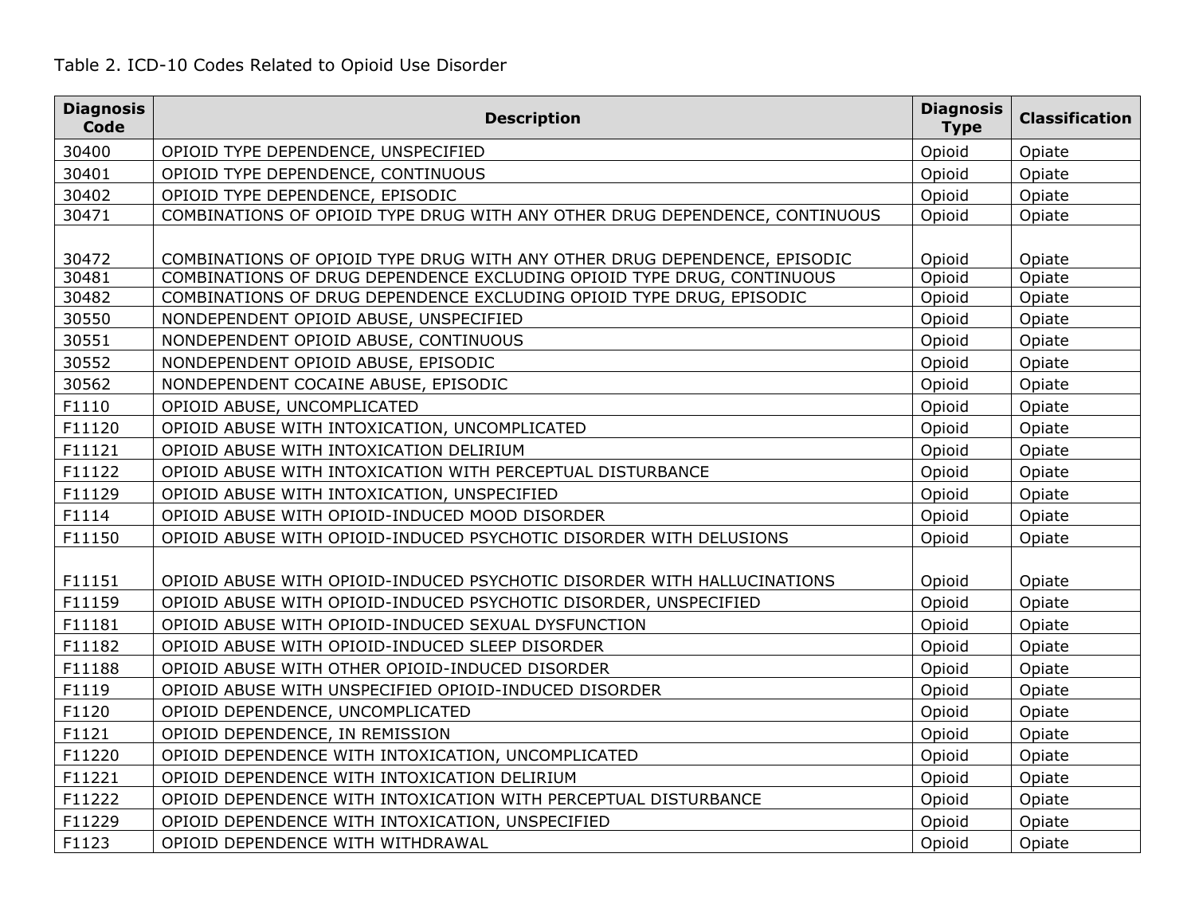Table 2. ICD-10 Codes Related to Opioid Use Disorder

| Diagnosis Code | Description | Diagnosis Type | Classification |
|---|---|---|---|
| 30400 | OPIOID TYPE DEPENDENCE, UNSPECIFIED | Opioid | Opiate |
| 30401 | OPIOID TYPE DEPENDENCE, CONTINUOUS | Opioid | Opiate |
| 30402 | OPIOID TYPE DEPENDENCE, EPISODIC | Opioid | Opiate |
| 30471 | COMBINATIONS OF OPIOID TYPE DRUG WITH ANY OTHER DRUG DEPENDENCE, CONTINUOUS | Opioid | Opiate |
| 30472 | COMBINATIONS OF OPIOID TYPE DRUG WITH ANY OTHER DRUG DEPENDENCE, EPISODIC | Opioid | Opiate |
| 30481 | COMBINATIONS OF DRUG DEPENDENCE EXCLUDING OPIOID TYPE DRUG, CONTINUOUS | Opioid | Opiate |
| 30482 | COMBINATIONS OF DRUG DEPENDENCE EXCLUDING OPIOID TYPE DRUG, EPISODIC | Opioid | Opiate |
| 30550 | NONDEPENDENT OPIOID ABUSE, UNSPECIFIED | Opioid | Opiate |
| 30551 | NONDEPENDENT OPIOID ABUSE, CONTINUOUS | Opioid | Opiate |
| 30552 | NONDEPENDENT OPIOID ABUSE, EPISODIC | Opioid | Opiate |
| 30562 | NONDEPENDENT COCAINE ABUSE, EPISODIC | Opioid | Opiate |
| F1110 | OPIOID ABUSE, UNCOMPLICATED | Opioid | Opiate |
| F11120 | OPIOID ABUSE WITH INTOXICATION, UNCOMPLICATED | Opioid | Opiate |
| F11121 | OPIOID ABUSE WITH INTOXICATION DELIRIUM | Opioid | Opiate |
| F11122 | OPIOID ABUSE WITH INTOXICATION WITH PERCEPTUAL DISTURBANCE | Opioid | Opiate |
| F11129 | OPIOID ABUSE WITH INTOXICATION, UNSPECIFIED | Opioid | Opiate |
| F1114 | OPIOID ABUSE WITH OPIOID-INDUCED MOOD DISORDER | Opioid | Opiate |
| F11150 | OPIOID ABUSE WITH OPIOID-INDUCED PSYCHOTIC DISORDER WITH DELUSIONS | Opioid | Opiate |
| F11151 | OPIOID ABUSE WITH OPIOID-INDUCED PSYCHOTIC DISORDER WITH HALLUCINATIONS | Opioid | Opiate |
| F11159 | OPIOID ABUSE WITH OPIOID-INDUCED PSYCHOTIC DISORDER, UNSPECIFIED | Opioid | Opiate |
| F11181 | OPIOID ABUSE WITH OPIOID-INDUCED SEXUAL DYSFUNCTION | Opioid | Opiate |
| F11182 | OPIOID ABUSE WITH OPIOID-INDUCED SLEEP DISORDER | Opioid | Opiate |
| F11188 | OPIOID ABUSE WITH OTHER OPIOID-INDUCED DISORDER | Opioid | Opiate |
| F1119 | OPIOID ABUSE WITH UNSPECIFIED OPIOID-INDUCED DISORDER | Opioid | Opiate |
| F1120 | OPIOID DEPENDENCE, UNCOMPLICATED | Opioid | Opiate |
| F1121 | OPIOID DEPENDENCE, IN REMISSION | Opioid | Opiate |
| F11220 | OPIOID DEPENDENCE WITH INTOXICATION, UNCOMPLICATED | Opioid | Opiate |
| F11221 | OPIOID DEPENDENCE WITH INTOXICATION DELIRIUM | Opioid | Opiate |
| F11222 | OPIOID DEPENDENCE WITH INTOXICATION WITH PERCEPTUAL DISTURBANCE | Opioid | Opiate |
| F11229 | OPIOID DEPENDENCE WITH INTOXICATION, UNSPECIFIED | Opioid | Opiate |
| F1123 | OPIOID DEPENDENCE WITH WITHDRAWAL | Opioid | Opiate |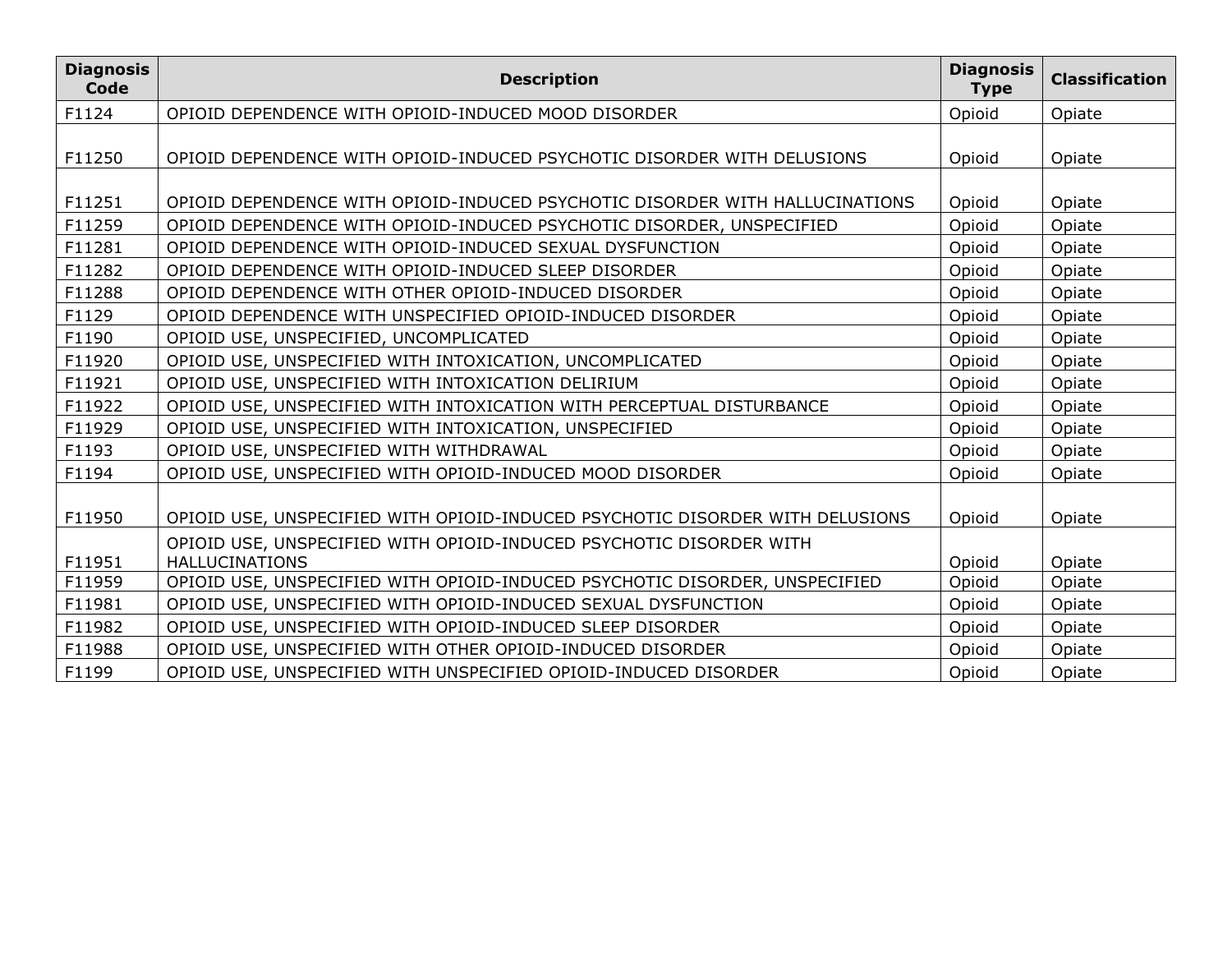| Diagnosis Code | Description | Diagnosis Type | Classification |
|---|---|---|---|
| F1124 | OPIOID DEPENDENCE WITH OPIOID-INDUCED MOOD DISORDER | Opioid | Opiate |
| F11250 | OPIOID DEPENDENCE WITH OPIOID-INDUCED PSYCHOTIC DISORDER WITH DELUSIONS | Opioid | Opiate |
| F11251 | OPIOID DEPENDENCE WITH OPIOID-INDUCED PSYCHOTIC DISORDER WITH HALLUCINATIONS | Opioid | Opiate |
| F11259 | OPIOID DEPENDENCE WITH OPIOID-INDUCED PSYCHOTIC DISORDER, UNSPECIFIED | Opioid | Opiate |
| F11281 | OPIOID DEPENDENCE WITH OPIOID-INDUCED SEXUAL DYSFUNCTION | Opioid | Opiate |
| F11282 | OPIOID DEPENDENCE WITH OPIOID-INDUCED SLEEP DISORDER | Opioid | Opiate |
| F11288 | OPIOID DEPENDENCE WITH OTHER OPIOID-INDUCED DISORDER | Opioid | Opiate |
| F1129 | OPIOID DEPENDENCE WITH UNSPECIFIED OPIOID-INDUCED DISORDER | Opioid | Opiate |
| F1190 | OPIOID USE, UNSPECIFIED, UNCOMPLICATED | Opioid | Opiate |
| F11920 | OPIOID USE, UNSPECIFIED WITH INTOXICATION, UNCOMPLICATED | Opioid | Opiate |
| F11921 | OPIOID USE, UNSPECIFIED WITH INTOXICATION DELIRIUM | Opioid | Opiate |
| F11922 | OPIOID USE, UNSPECIFIED WITH INTOXICATION WITH PERCEPTUAL DISTURBANCE | Opioid | Opiate |
| F11929 | OPIOID USE, UNSPECIFIED WITH INTOXICATION, UNSPECIFIED | Opioid | Opiate |
| F1193 | OPIOID USE, UNSPECIFIED WITH WITHDRAWAL | Opioid | Opiate |
| F1194 | OPIOID USE, UNSPECIFIED WITH OPIOID-INDUCED MOOD DISORDER | Opioid | Opiate |
| F11950 | OPIOID USE, UNSPECIFIED WITH OPIOID-INDUCED PSYCHOTIC DISORDER WITH DELUSIONS | Opioid | Opiate |
| F11951 | OPIOID USE, UNSPECIFIED WITH OPIOID-INDUCED PSYCHOTIC DISORDER WITH HALLUCINATIONS | Opioid | Opiate |
| F11959 | OPIOID USE, UNSPECIFIED WITH OPIOID-INDUCED PSYCHOTIC DISORDER, UNSPECIFIED | Opioid | Opiate |
| F11981 | OPIOID USE, UNSPECIFIED WITH OPIOID-INDUCED SEXUAL DYSFUNCTION | Opioid | Opiate |
| F11982 | OPIOID USE, UNSPECIFIED WITH OPIOID-INDUCED SLEEP DISORDER | Opioid | Opiate |
| F11988 | OPIOID USE, UNSPECIFIED WITH OTHER OPIOID-INDUCED DISORDER | Opioid | Opiate |
| F1199 | OPIOID USE, UNSPECIFIED WITH UNSPECIFIED OPIOID-INDUCED DISORDER | Opioid | Opiate |